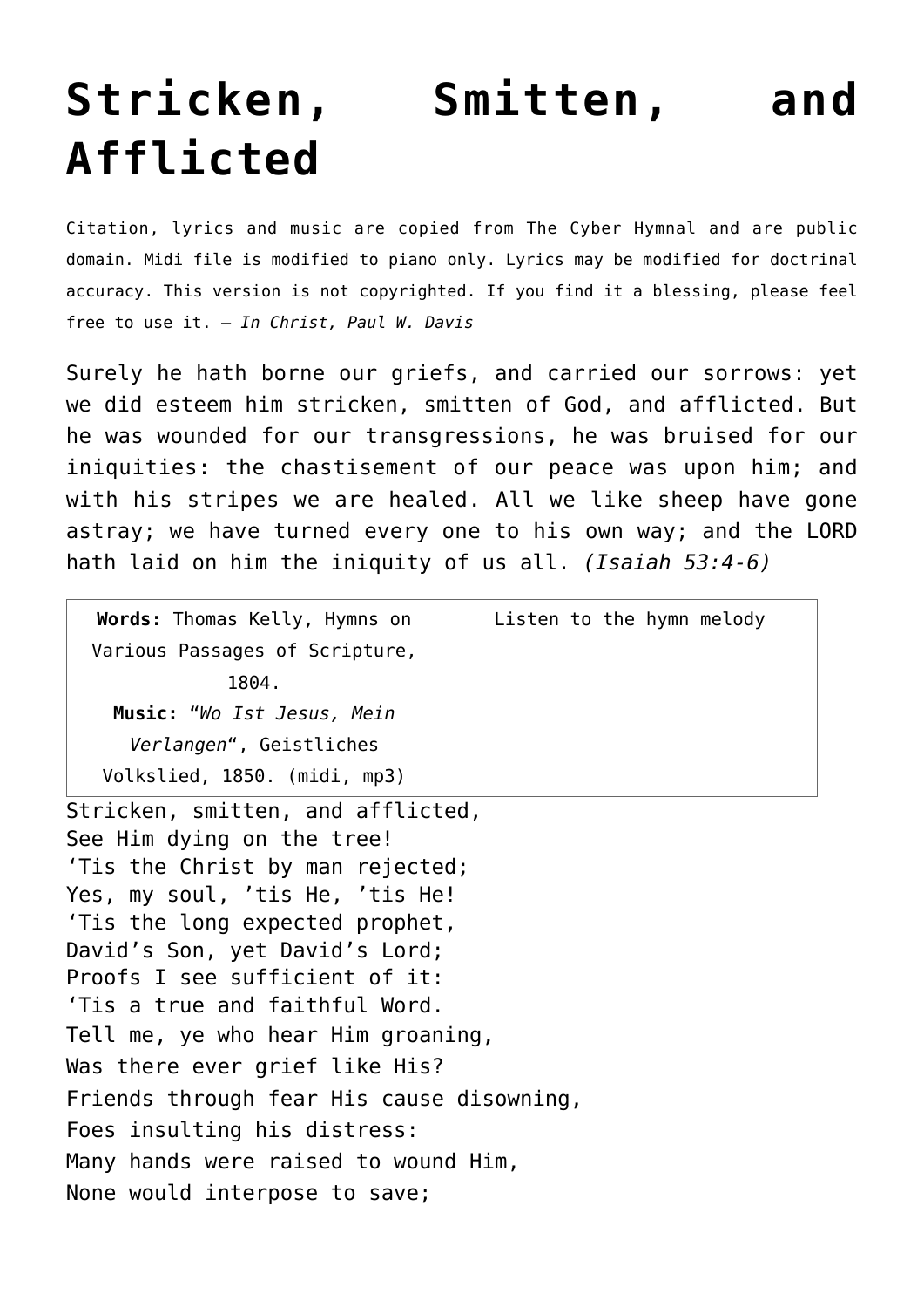# Stricken, Smitten, and Afflicted

Citation, lyrics and music are copied from The Cyber Hymnal and are public domain. Midi file is modified to piano only. Lyrics may be modified for doctrinal accuracy. This version is not copyrighted. If you find it a blessing, please feel free to use it. – *In Christ, Paul W. Davis*

Surely he hath borne our griefs, and carried our sorrows: yet we did esteem him stricken, smitten of God, and afflicted. But he was wounded for our transgressions, he was bruised for our iniquities: the chastisement of our peace was upon him; and with his stripes we are healed. All we like sheep have gone astray; we have turned every one to his own way; and the LORD hath laid on him the iniquity of us all. *(Isaiah 53:4-6)*

| **Words:** Thomas Kelly, Hymns on Various Passages of Scripture, 1804. **Music:** "*Wo Ist Jesus, Mein Verlangen*", Geistliches Volkslied, 1850. (midi, mp3) | Listen to the hymn melody |
|---|---|

Stricken, smitten, and afflicted,
See Him dying on the tree!
'Tis the Christ by man rejected;
Yes, my soul, 'tis He, 'tis He!
'Tis the long expected prophet,
David's Son, yet David's Lord;
Proofs I see sufficient of it:
'Tis a true and faithful Word.
Tell me, ye who hear Him groaning,
Was there ever grief like His?
Friends through fear His cause disowning,
Foes insulting his distress:
Many hands were raised to wound Him,
None would interpose to save;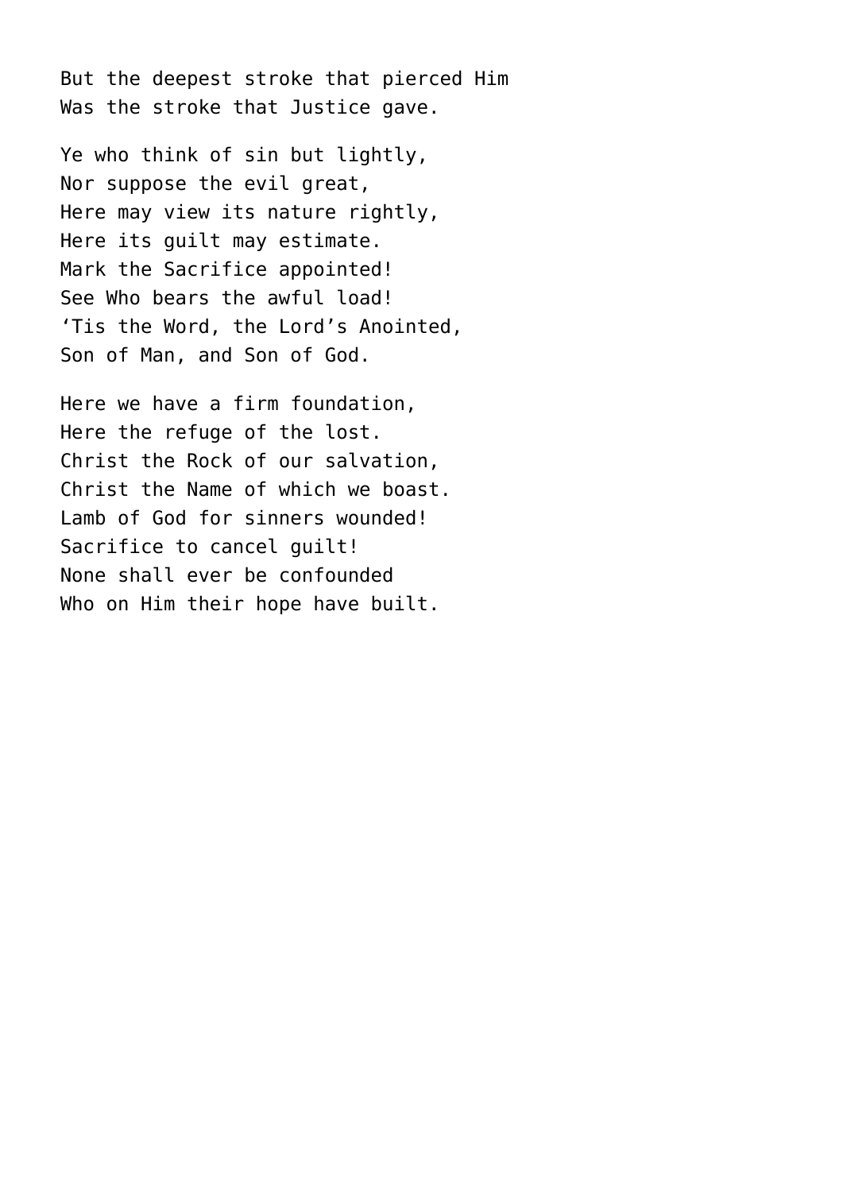But the deepest stroke that pierced Him  
Was the stroke that Justice gave.

Ye who think of sin but lightly,  
Nor suppose the evil great,  
Here may view its nature rightly,  
Here its guilt may estimate.  
Mark the Sacrifice appointed!  
See Who bears the awful load!  
'Tis the Word, the Lord's Anointed,  
Son of Man, and Son of God.

Here we have a firm foundation,  
Here the refuge of the lost.  
Christ the Rock of our salvation,  
Christ the Name of which we boast.  
Lamb of God for sinners wounded!  
Sacrifice to cancel guilt!  
None shall ever be confounded  
Who on Him their hope have built.